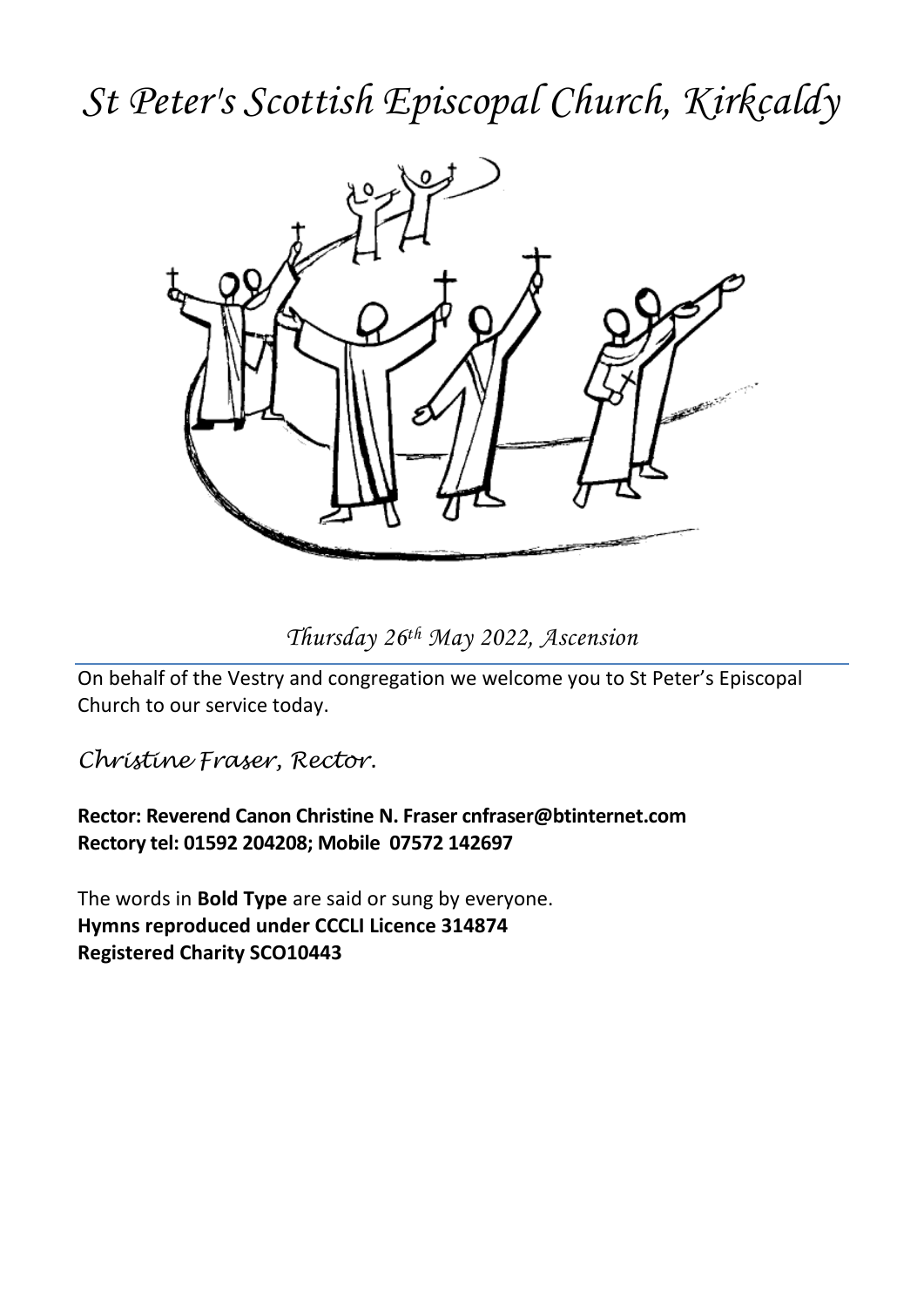# *St Peter's Scottish Episcopal Church, Kirkcaldy*

*Thursday 26th May 2022, Ascension*

On behalf of the Vestry and congregation we welcome you to St Peter's Episcopal Church to our service today.

*Christine Fraser, Rector.*

**Rector: Reverend Canon Christine N. Fraser cnfraser@btinternet.com**
**Rectory tel: 01592 204208; Mobile 07572 142697**

The words in **Bold Type** are said or sung by everyone.
**Hymns reproduced under CCCLI Licence 314874**
**Registered Charity SCO10443**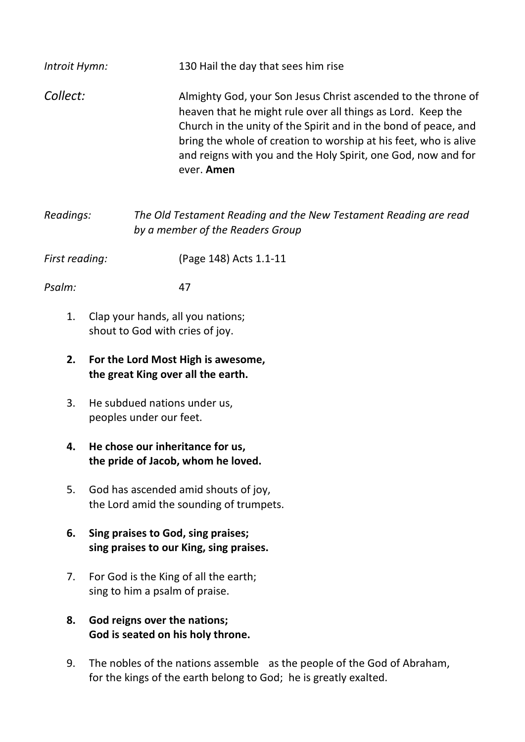*Introit Hymn:* 130 Hail the day that sees him rise

*Collect:* Almighty God, your Son Jesus Christ ascended to the throne of heaven that he might rule over all things as Lord. Keep the Church in the unity of the Spirit and in the bond of peace, and bring the whole of creation to worship at his feet, who is alive and reigns with you and the Holy Spirit, one God, now and for ever. **Amen**

*Readings:* *The Old Testament Reading and the New Testament Reading are read by a member of the Readers Group*

*First reading:* (Page 148) Acts 1.1-11

*Psalm:* 47

1. Clap your hands, all you nations;
   shout to God with cries of joy.

2. **For the Lord Most High is awesome,**
   **the great King over all the earth.**

3. He subdued nations under us,
   peoples under our feet.

4. **He chose our inheritance for us,**
   **the pride of Jacob, whom he loved.**

5. God has ascended amid shouts of joy,
   the Lord amid the sounding of trumpets.

6. **Sing praises to God, sing praises;**
   **sing praises to our King, sing praises.**

7. For God is the King of all the earth;
   sing to him a psalm of praise.

8. **God reigns over the nations;**
   **God is seated on his holy throne.**

9. The nobles of the nations assemble as the people of the God of Abraham,
   for the kings of the earth belong to God; he is greatly exalted.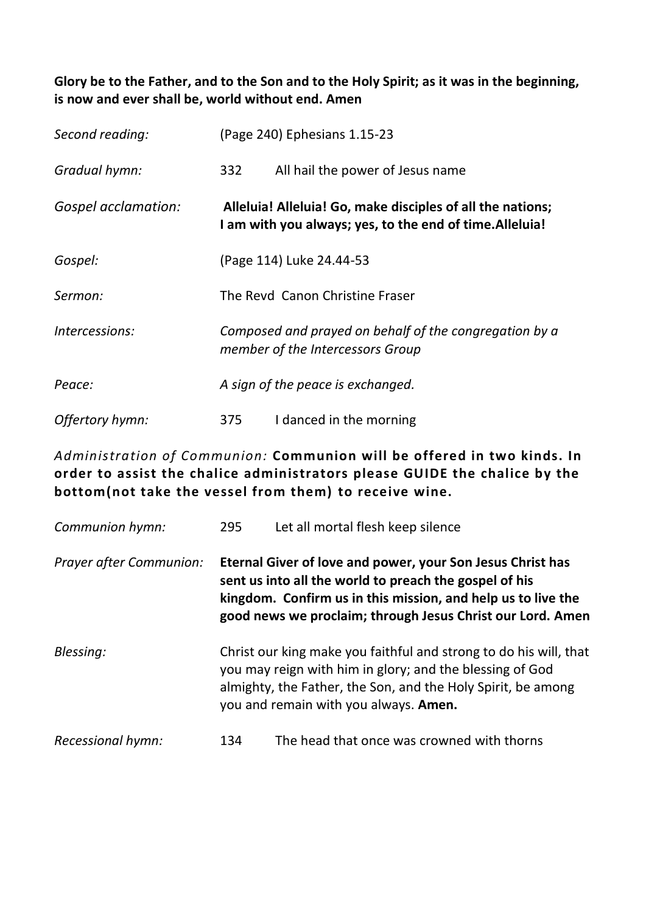**Glory be to the Father, and to the Son and to the Holy Spirit; as it was in the beginning, is now and ever shall be, world without end. Amen**

| | | |
|---|---|---|
| *Second reading:* | (Page 240) Ephesians 1.15-23 | |
| *Gradual hymn:* | 332 | All hail the power of Jesus name |
| *Gospel acclamation:* | **Alleluia! Alleluia! Go, make disciples of all the nations; I am with you always; yes, to the end of time.Alleluia!** | |
| *Gospel:* | (Page 114) Luke 24.44-53 | |
| *Sermon:* | The Revd Canon Christine Fraser | |
| *Intercessions:* | *Composed and prayed on behalf of the congregation by a member of the Intercessors Group* | |
| *Peace:* | *A sign of the peace is exchanged.* | |
| *Offertory hymn:* | 375 | I danced in the morning |

*Administration of Communion:* **Communion will be offered in two kinds. In order to assist the chalice administrators please GUIDE the chalice by the bottom(not take the vessel from them) to receive wine.**

| | | |
|---|---|---|
| *Communion hymn:* | 295 | Let all mortal flesh keep silence |
| *Prayer after Communion:* | **Eternal Giver of love and power, your Son Jesus Christ has sent us into all the world to preach the gospel of his kingdom. Confirm us in this mission, and help us to live the good news we proclaim; through Jesus Christ our Lord. Amen** | |
| *Blessing:* | Christ our king make you faithful and strong to do his will, that you may reign with him in glory; and the blessing of God almighty, the Father, the Son, and the Holy Spirit, be among you and remain with you always. **Amen.** | |
| *Recessional hymn:* | 134 | The head that once was crowned with thorns |